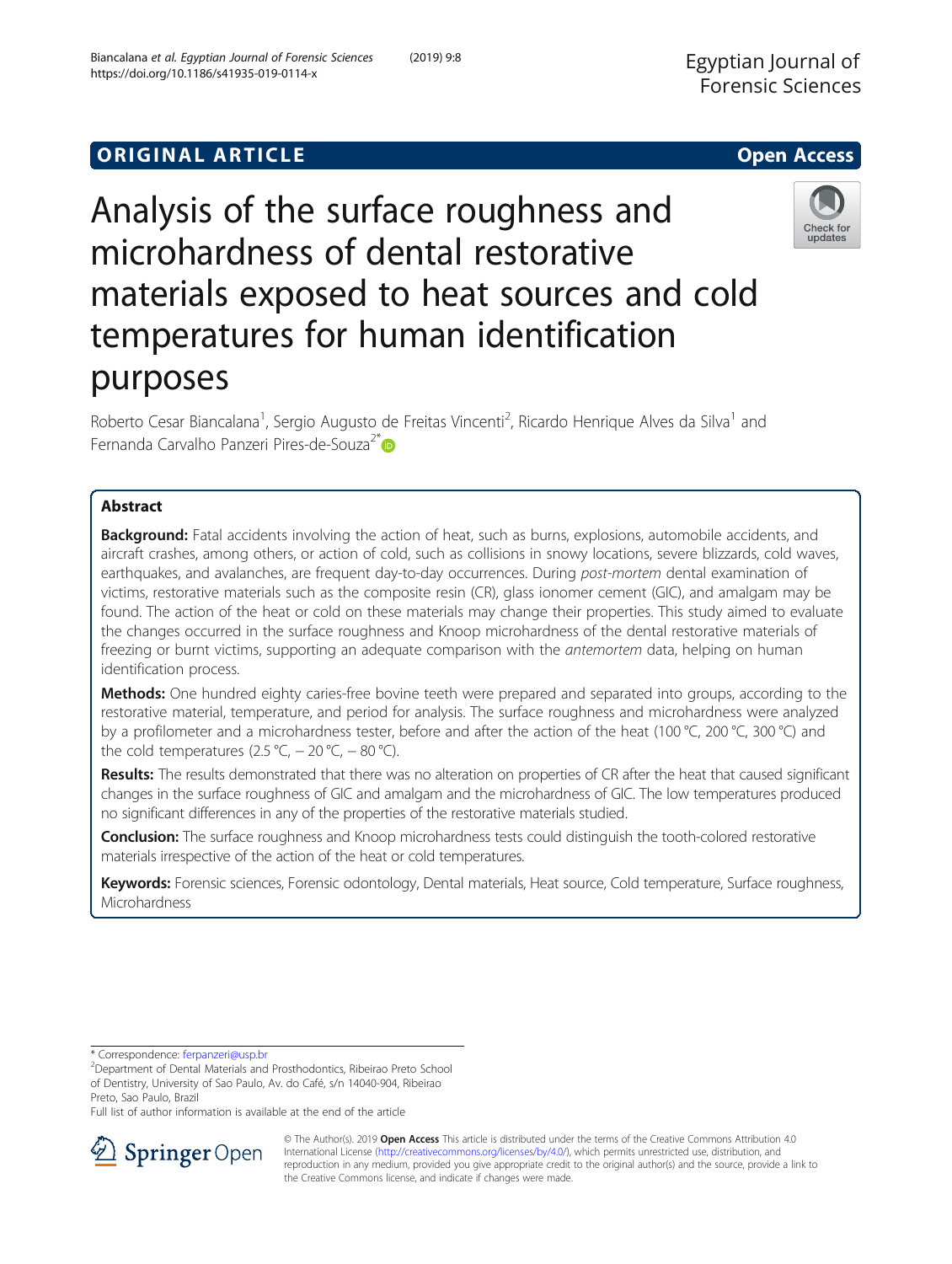ORIGINAL ARTICLE

Open Access

# Analysis of the surface roughness and microhardness of dental restorative materials exposed to heat sources and cold temperatures for human identification purposes

Roberto Cesar Biancalana[1], Sergio Augusto de Freitas Vincenti[2], Ricardo Henrique Alves da Silva[1] and Fernanda Carvalho Panzeri Pires-de-Souza[2*]

## Abstract

**Background:** Fatal accidents involving the action of heat, such as burns, explosions, automobile accidents, and aircraft crashes, among others, or action of cold, such as collisions in snowy locations, severe blizzards, cold waves, earthquakes, and avalanches, are frequent day-to-day occurrences. During *post-mortem* dental examination of victims, restorative materials such as the composite resin (CR), glass ionomer cement (GIC), and amalgam may be found. The action of the heat or cold on these materials may change their properties. This study aimed to evaluate the changes occurred in the surface roughness and Knoop microhardness of the dental restorative materials of freezing or burnt victims, supporting an adequate comparison with the *antemortem* data, helping on human identification process.

**Methods:** One hundred eighty caries-free bovine teeth were prepared and separated into groups, according to the restorative material, temperature, and period for analysis. The surface roughness and microhardness were analyzed by a profilometer and a microhardness tester, before and after the action of the heat (100 °C, 200 °C, 300 °C) and the cold temperatures (2.5 °C, − 20 °C, − 80 °C).

**Results:** The results demonstrated that there was no alteration on properties of CR after the heat that caused significant changes in the surface roughness of GIC and amalgam and the microhardness of GIC. The low temperatures produced no significant differences in any of the properties of the restorative materials studied.

**Conclusion:** The surface roughness and Knoop microhardness tests could distinguish the tooth-colored restorative materials irrespective of the action of the heat or cold temperatures.

**Keywords:** Forensic sciences, Forensic odontology, Dental materials, Heat source, Cold temperature, Surface roughness, Microhardness

* Correspondence: ferpanzeri@usp.br
[2]Department of Dental Materials and Prosthodontics, Ribeirao Preto School of Dentistry, University of Sao Paulo, Av. do Café, s/n 14040-904, Ribeirao Preto, Sao Paulo, Brazil
Full list of author information is available at the end of the article

© The Author(s). 2019 **Open Access** This article is distributed under the terms of the Creative Commons Attribution 4.0 International License (http://creativecommons.org/licenses/by/4.0/), which permits unrestricted use, distribution, and reproduction in any medium, provided you give appropriate credit to the original author(s) and the source, provide a link to the Creative Commons license, and indicate if changes were made.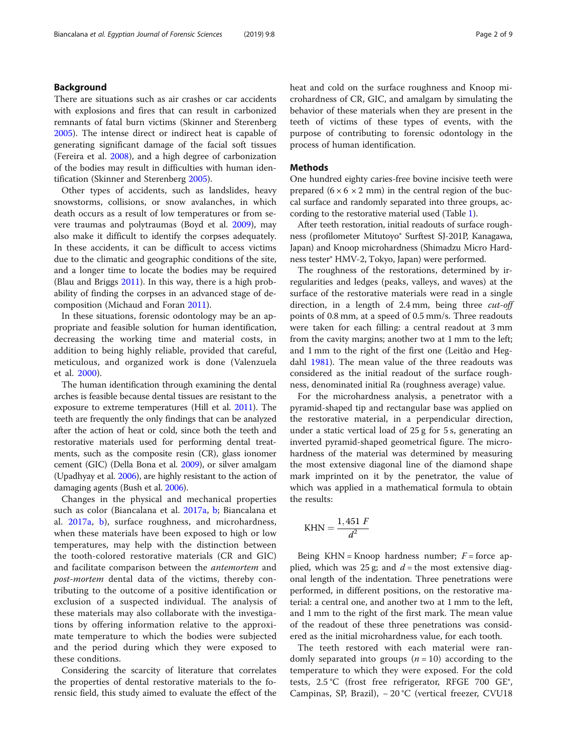## Background

There are situations such as air crashes or car accidents with explosions and fires that can result in carbonized remnants of fatal burn victims (Skinner and Sterenberg 2005). The intense direct or indirect heat is capable of generating significant damage of the facial soft tissues (Fereira et al. 2008), and a high degree of carbonization of the bodies may result in difficulties with human identification (Skinner and Sterenberg 2005).

Other types of accidents, such as landslides, heavy snowstorms, collisions, or snow avalanches, in which death occurs as a result of low temperatures or from severe traumas and polytraumas (Boyd et al. 2009), may also make it difficult to identify the corpses adequately. In these accidents, it can be difficult to access victims due to the climatic and geographic conditions of the site, and a longer time to locate the bodies may be required (Blau and Briggs 2011). In this way, there is a high probability of finding the corpses in an advanced stage of decomposition (Michaud and Foran 2011).

In these situations, forensic odontology may be an appropriate and feasible solution for human identification, decreasing the working time and material costs, in addition to being highly reliable, provided that careful, meticulous, and organized work is done (Valenzuela et al. 2000).

The human identification through examining the dental arches is feasible because dental tissues are resistant to the exposure to extreme temperatures (Hill et al. 2011). The teeth are frequently the only findings that can be analyzed after the action of heat or cold, since both the teeth and restorative materials used for performing dental treatments, such as the composite resin (CR), glass ionomer cement (GIC) (Della Bona et al. 2009), or silver amalgam (Upadhyay et al. 2006), are highly resistant to the action of damaging agents (Bush et al. 2006).

Changes in the physical and mechanical properties such as color (Biancalana et al. 2017a, b; Biancalana et al. 2017a, b), surface roughness, and microhardness, when these materials have been exposed to high or low temperatures, may help with the distinction between the tooth-colored restorative materials (CR and GIC) and facilitate comparison between the *antemortem* and *post-mortem* dental data of the victims, thereby contributing to the outcome of a positive identification or exclusion of a suspected individual. The analysis of these materials may also collaborate with the investigations by offering information relative to the approximate temperature to which the bodies were subjected and the period during which they were exposed to these conditions.

Considering the scarcity of literature that correlates the properties of dental restorative materials to the forensic field, this study aimed to evaluate the effect of the heat and cold on the surface roughness and Knoop microhardness of CR, GIC, and amalgam by simulating the behavior of these materials when they are present in the teeth of victims of these types of events, with the purpose of contributing to forensic odontology in the process of human identification.

## Methods

One hundred eighty caries-free bovine incisive teeth were prepared ($6 \times 6 \times 2$ mm) in the central region of the buccal surface and randomly separated into three groups, according to the restorative material used (Table 1).

After teeth restoration, initial readouts of surface roughness (profilometer Mitutoyo® Surftest SJ-201P, Kanagawa, Japan) and Knoop microhardness (Shimadzu Micro Hardness tester® HMV-2, Tokyo, Japan) were performed.

The roughness of the restorations, determined by irregularities and ledges (peaks, valleys, and waves) at the surface of the restorative materials were read in a single direction, in a length of 2.4 mm, being three *cut-off* points of 0.8 mm, at a speed of 0.5 mm/s. Three readouts were taken for each filling: a central readout at 3 mm from the cavity margins; another two at 1 mm to the left; and 1 mm to the right of the first one (Leitão and Hegdahl 1981). The mean value of the three readouts was considered as the initial readout of the surface roughness, denominated initial Ra (roughness average) value.

For the microhardness analysis, a penetrator with a pyramid-shaped tip and rectangular base was applied on the restorative material, in a perpendicular direction, under a static vertical load of 25 g for 5 s, generating an inverted pyramid-shaped geometrical figure. The microhardness of the material was determined by measuring the most extensive diagonal line of the diamond shape mark imprinted on it by the penetrator, the value of which was applied in a mathematical formula to obtain the results:

$$\mathrm{KHN} = \frac{1,451\ F}{d^2}$$

Being KHN = Knoop hardness number; $F$ = force applied, which was 25 g; and $d$ = the most extensive diagonal length of the indentation. Three penetrations were performed, in different positions, on the restorative material: a central one, and another two at 1 mm to the left, and 1 mm to the right of the first mark. The mean value of the readout of these three penetrations was considered as the initial microhardness value, for each tooth.

The teeth restored with each material were randomly separated into groups ($n = 10$) according to the temperature to which they were exposed. For the cold tests, 2.5 °C (frost free refrigerator, RFGE 700 GE®, Campinas, SP, Brazil), − 20 °C (vertical freezer, CVU18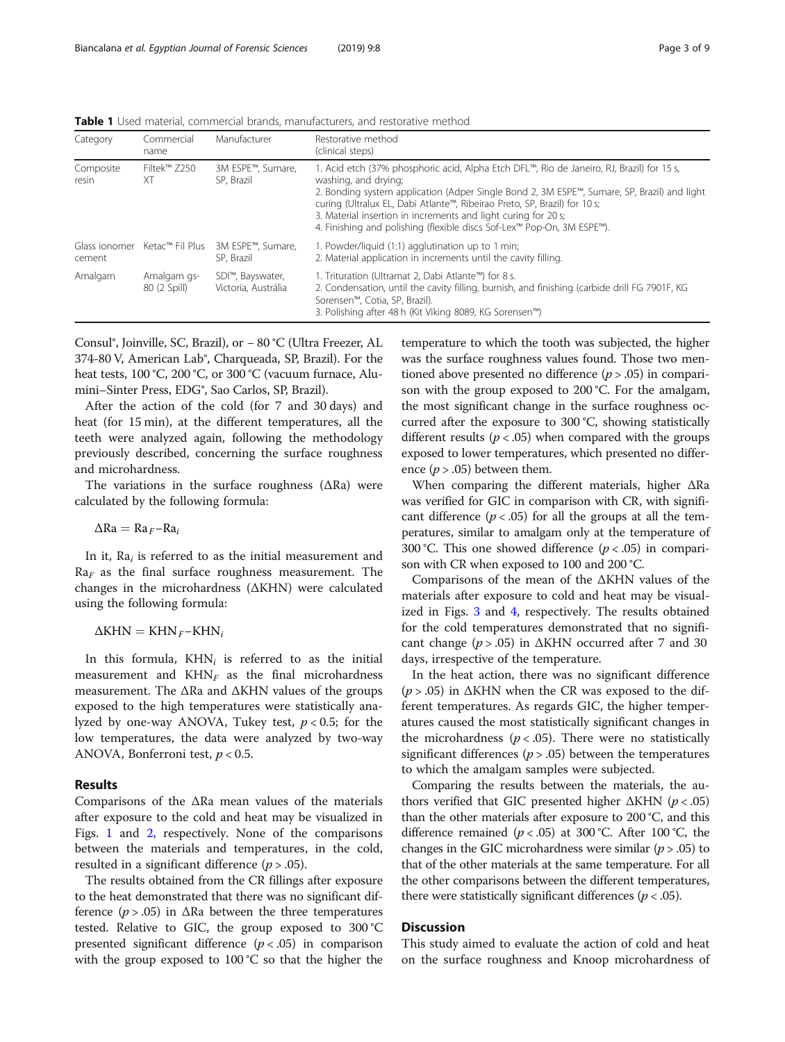**Table 1** Used material, commercial brands, manufacturers, and restorative method

| Category | Commercial name | Manufacturer | Restorative method (clinical steps) |
|---|---|---|---|
| Composite resin | Filtek™ Z250 XT | 3M ESPE™, Sumare, SP, Brazil | 1. Acid etch (37% phosphoric acid, Alpha Etch DFL™, Rio de Janeiro, RJ, Brazil) for 15 s, washing, and drying; 2. Bonding system application (Adper Single Bond 2, 3M ESPE™, Sumare, SP, Brazil) and light curing (Ultralux EL, Dabi Atlante™, Ribeirao Preto, SP, Brazil) for 10 s; 3. Material insertion in increments and light curing for 20 s; 4. Finishing and polishing (flexible discs Sof-Lex™ Pop-On, 3M ESPE™). |
| Glass ionomer cement | Ketac™ Fil Plus | 3M ESPE™, Sumare, SP, Brazil | 1. Powder/liquid (1:1) agglutination up to 1 min; 2. Material application in increments until the cavity filling. |
| Amalgam | Amalgam gs-80 (2 Spill) | SDI™, Bayswater, Victoria, Austrália | 1. Trituration (Ultramat 2, Dabi Atlante™) for 8 s. 2. Condensation, until the cavity filling, burnish, and finishing (carbide drill FG 7901F, KG Sorensen™, Cotia, SP, Brazil). 3. Polishing after 48 h (Kit Viking 8089, KG Sorensen™) |

Consul®, Joinville, SC, Brazil), or − 80 °C (Ultra Freezer, AL 374-80 V, American Lab®, Charqueada, SP, Brazil). For the heat tests, 100 °C, 200 °C, or 300 °C (vacuum furnace, Alumini–Sinter Press, EDG®, Sao Carlos, SP, Brazil).

After the action of the cold (for 7 and 30 days) and heat (for 15 min), at the different temperatures, all the teeth were analyzed again, following the methodology previously described, concerning the surface roughness and microhardness.

The variations in the surface roughness (ΔRa) were calculated by the following formula:

$$\Delta \mathrm{Ra} = \mathrm{Ra}_F - \mathrm{Ra}_i$$

In it, $\mathrm{Ra}_i$ is referred to as the initial measurement and $\mathrm{Ra}_F$ as the final surface roughness measurement. The changes in the microhardness (ΔKHN) were calculated using the following formula:

$$\Delta \mathrm{KHN} = \mathrm{KHN}_F - \mathrm{KHN}_i$$

In this formula, $\mathrm{KHN}_i$ is referred to as the initial measurement and $\mathrm{KHN}_F$ as the final microhardness measurement. The ΔRa and ΔKHN values of the groups exposed to the high temperatures were statistically analyzed by one-way ANOVA, Tukey test, $p < 0.5$; for the low temperatures, the data were analyzed by two-way ANOVA, Bonferroni test, $p < 0.5$.

## Results

Comparisons of the ΔRa mean values of the materials after exposure to the cold and heat may be visualized in Figs. 1 and 2, respectively. None of the comparisons between the materials and temperatures, in the cold, resulted in a significant difference ($p > .05$).

The results obtained from the CR fillings after exposure to the heat demonstrated that there was no significant difference ($p > .05$) in ΔRa between the three temperatures tested. Relative to GIC, the group exposed to 300 °C presented significant difference ($p < .05$) in comparison with the group exposed to 100 °C so that the higher the temperature to which the tooth was subjected, the higher was the surface roughness values found. Those two mentioned above presented no difference ($p > .05$) in comparison with the group exposed to 200 °C. For the amalgam, the most significant change in the surface roughness occurred after the exposure to 300 °C, showing statistically different results ($p < .05$) when compared with the groups exposed to lower temperatures, which presented no difference ($p > .05$) between them.

When comparing the different materials, higher ΔRa was verified for GIC in comparison with CR, with significant difference ($p < .05$) for all the groups at all the temperatures, similar to amalgam only at the temperature of 300 °C. This one showed difference ($p < .05$) in comparison with CR when exposed to 100 and 200 °C.

Comparisons of the mean of the ΔKHN values of the materials after exposure to cold and heat may be visualized in Figs. 3 and 4, respectively. The results obtained for the cold temperatures demonstrated that no significant change ($p > .05$) in ΔKHN occurred after 7 and 30 days, irrespective of the temperature.

In the heat action, there was no significant difference ($p > .05$) in ΔKHN when the CR was exposed to the different temperatures. As regards GIC, the higher temperatures caused the most statistically significant changes in the microhardness ($p < .05$). There were no statistically significant differences ($p > .05$) between the temperatures to which the amalgam samples were subjected.

Comparing the results between the materials, the authors verified that GIC presented higher ΔKHN ($p < .05$) than the other materials after exposure to 200 °C, and this difference remained ($p < .05$) at 300 °C. After 100 °C, the changes in the GIC microhardness were similar ($p > .05$) to that of the other materials at the same temperature. For all the other comparisons between the different temperatures, there were statistically significant differences ($p < .05$).

## Discussion

This study aimed to evaluate the action of cold and heat on the surface roughness and Knoop microhardness of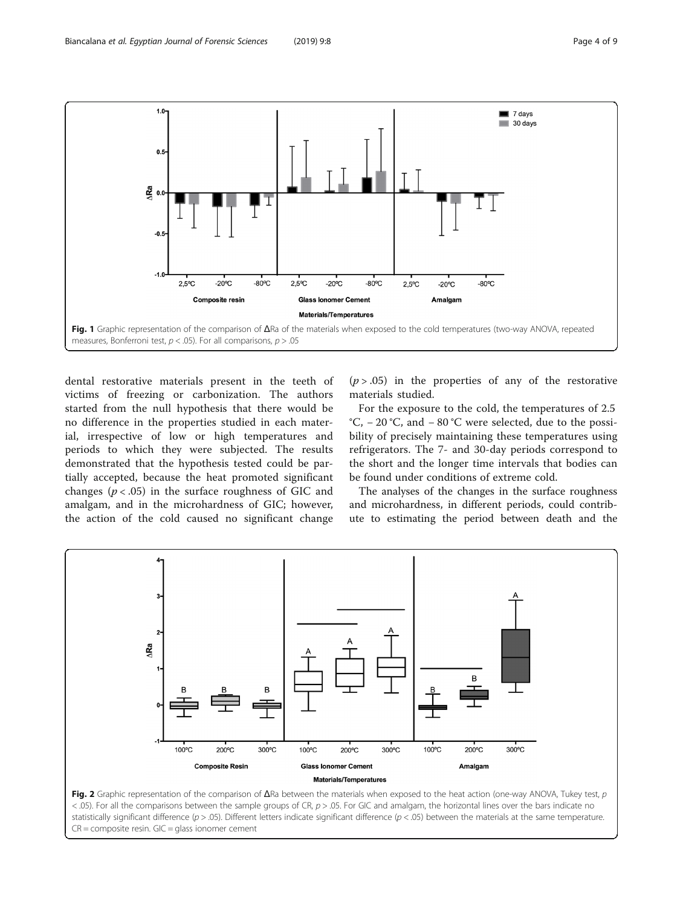Fig. 1 Graphic representation of the comparison of ΔRa of the materials when exposed to the cold temperatures (two-way ANOVA, repeated measures, Bonferroni test, $p < .05$). For all comparisons, $p > .05$

dental restorative materials present in the teeth of victims of freezing or carbonization. The authors started from the null hypothesis that there would be no difference in the properties studied in each material, irrespective of low or high temperatures and periods to which they were subjected. The results demonstrated that the hypothesis tested could be partially accepted, because the heat promoted significant changes ($p < .05$) in the surface roughness of GIC and amalgam, and in the microhardness of GIC; however, the action of the cold caused no significant change ($p > .05$) in the properties of any of the restorative materials studied.

For the exposure to the cold, the temperatures of 2.5 °C, − 20 °C, and − 80 °C were selected, due to the possibility of precisely maintaining these temperatures using refrigerators. The 7- and 30-day periods correspond to the short and the longer time intervals that bodies can be found under conditions of extreme cold.

The analyses of the changes in the surface roughness and microhardness, in different periods, could contribute to estimating the period between death and the

Fig. 2 Graphic representation of the comparison of ΔRa between the materials when exposed to the heat action (one-way ANOVA, Tukey test, $p < .05$). For all the comparisons between the sample groups of CR, $p > .05$. For GIC and amalgam, the horizontal lines over the bars indicate no statistically significant difference ($p > .05$). Different letters indicate significant difference ($p < .05$) between the materials at the same temperature. CR = composite resin. GIC = glass ionomer cement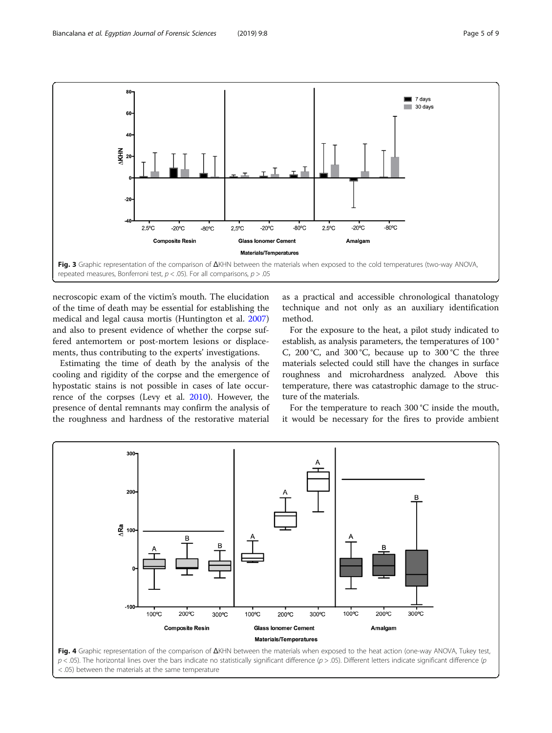80
60
40
20
0
-20
-40

ΔKHN

7 days
30 days

2,5ºC
-20ºC
-80ºC
2,5ºC
-20ºC
-80ºC
2,5ºC
-20ºC
-80ºC

Composite Resin
Glass Ionomer Cement
Amalgam

Materials/Temperatures

**Fig. 3** Graphic representation of the comparison of ΔKHN between the materials when exposed to the cold temperatures (two-way ANOVA, repeated measures, Bonferroni test, $p < .05$). For all comparisons, $p > .05$

necroscopic exam of the victim's mouth. The elucidation of the time of death may be essential for establishing the medical and legal causa mortis (Huntington et al. 2007) and also to present evidence of whether the corpse suffered antemortem or post-mortem lesions or displacements, thus contributing to the experts' investigations.

Estimating the time of death by the analysis of the cooling and rigidity of the corpse and the emergence of hypostatic stains is not possible in cases of late occurrence of the corpses (Levy et al. 2010). However, the presence of dental remnants may confirm the analysis of the roughness and hardness of the restorative material as a practical and accessible chronological thanatology technique and not only as an auxiliary identification method.

For the exposure to the heat, a pilot study indicated to establish, as analysis parameters, the temperatures of 100 °C, 200 °C, and 300 °C, because up to 300 °C the three materials selected could still have the changes in surface roughness and microhardness analyzed. Above this temperature, there was catastrophic damage to the structure of the materials.

For the temperature to reach 300 °C inside the mouth, it would be necessary for the fires to provide ambient

300
200
100
0
-100

ΔRa

A
B
B
A
A
A
A
B
B

100ºC
200ºC
300ºC
100ºC
200ºC
300ºC
100ºC
200ºC
300ºC

Composite Resin
Glass Ionomer Cement
Amalgam

Materials/Temperatures

**Fig. 4** Graphic representation of the comparison of ΔKHN between the materials when exposed to the heat action (one-way ANOVA, Tukey test, $p < .05$). The horizontal lines over the bars indicate no statistically significant difference ($p > .05$). Different letters indicate significant difference ($p < .05$) between the materials at the same temperature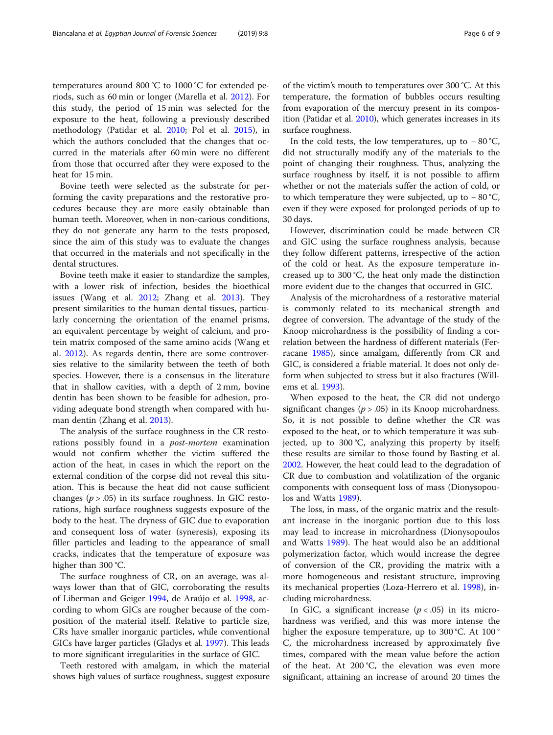temperatures around 800 °C to 1000 °C for extended periods, such as 60 min or longer (Marella et al. 2012). For this study, the period of 15 min was selected for the exposure to the heat, following a previously described methodology (Patidar et al. 2010; Pol et al. 2015), in which the authors concluded that the changes that occurred in the materials after 60 min were no different from those that occurred after they were exposed to the heat for 15 min.

Bovine teeth were selected as the substrate for performing the cavity preparations and the restorative procedures because they are more easily obtainable than human teeth. Moreover, when in non-carious conditions, they do not generate any harm to the tests proposed, since the aim of this study was to evaluate the changes that occurred in the materials and not specifically in the dental structures.

Bovine teeth make it easier to standardize the samples, with a lower risk of infection, besides the bioethical issues (Wang et al. 2012; Zhang et al. 2013). They present similarities to the human dental tissues, particularly concerning the orientation of the enamel prisms, an equivalent percentage by weight of calcium, and protein matrix composed of the same amino acids (Wang et al. 2012). As regards dentin, there are some controversies relative to the similarity between the teeth of both species. However, there is a consensus in the literature that in shallow cavities, with a depth of 2 mm, bovine dentin has been shown to be feasible for adhesion, providing adequate bond strength when compared with human dentin (Zhang et al. 2013).

The analysis of the surface roughness in the CR restorations possibly found in a *post-mortem* examination would not confirm whether the victim suffered the action of the heat, in cases in which the report on the external condition of the corpse did not reveal this situation. This is because the heat did not cause sufficient changes ($p > .05$) in its surface roughness. In GIC restorations, high surface roughness suggests exposure of the body to the heat. The dryness of GIC due to evaporation and consequent loss of water (syneresis), exposing its filler particles and leading to the appearance of small cracks, indicates that the temperature of exposure was higher than 300 °C.

The surface roughness of CR, on an average, was always lower than that of GIC, corroborating the results of Liberman and Geiger 1994, de Araújo et al. 1998, according to whom GICs are rougher because of the composition of the material itself. Relative to particle size, CRs have smaller inorganic particles, while conventional GICs have larger particles (Gladys et al. 1997). This leads to more significant irregularities in the surface of GIC.

Teeth restored with amalgam, in which the material shows high values of surface roughness, suggest exposure of the victim's mouth to temperatures over 300 °C. At this temperature, the formation of bubbles occurs resulting from evaporation of the mercury present in its composition (Patidar et al. 2010), which generates increases in its surface roughness.

In the cold tests, the low temperatures, up to − 80 °C, did not structurally modify any of the materials to the point of changing their roughness. Thus, analyzing the surface roughness by itself, it is not possible to affirm whether or not the materials suffer the action of cold, or to which temperature they were subjected, up to − 80 °C, even if they were exposed for prolonged periods of up to 30 days.

However, discrimination could be made between CR and GIC using the surface roughness analysis, because they follow different patterns, irrespective of the action of the cold or heat. As the exposure temperature increased up to 300 °C, the heat only made the distinction more evident due to the changes that occurred in GIC.

Analysis of the microhardness of a restorative material is commonly related to its mechanical strength and degree of conversion. The advantage of the study of the Knoop microhardness is the possibility of finding a correlation between the hardness of different materials (Ferracane 1985), since amalgam, differently from CR and GIC, is considered a friable material. It does not only deform when subjected to stress but it also fractures (Willems et al. 1993).

When exposed to the heat, the CR did not undergo significant changes ($p > .05$) in its Knoop microhardness. So, it is not possible to define whether the CR was exposed to the heat, or to which temperature it was subjected, up to 300 °C, analyzing this property by itself; these results are similar to those found by Basting et al. 2002. However, the heat could lead to the degradation of CR due to combustion and volatilization of the organic components with consequent loss of mass (Dionysopoulos and Watts 1989).

The loss, in mass, of the organic matrix and the resultant increase in the inorganic portion due to this loss may lead to increase in microhardness (Dionysopoulos and Watts 1989). The heat would also be an additional polymerization factor, which would increase the degree of conversion of the CR, providing the matrix with a more homogeneous and resistant structure, improving its mechanical properties (Loza-Herrero et al. 1998), including microhardness.

In GIC, a significant increase ($p < .05$) in its microhardness was verified, and this was more intense the higher the exposure temperature, up to 300 °C. At 100 °C, the microhardness increased by approximately five times, compared with the mean value before the action of the heat. At 200 °C, the elevation was even more significant, attaining an increase of around 20 times the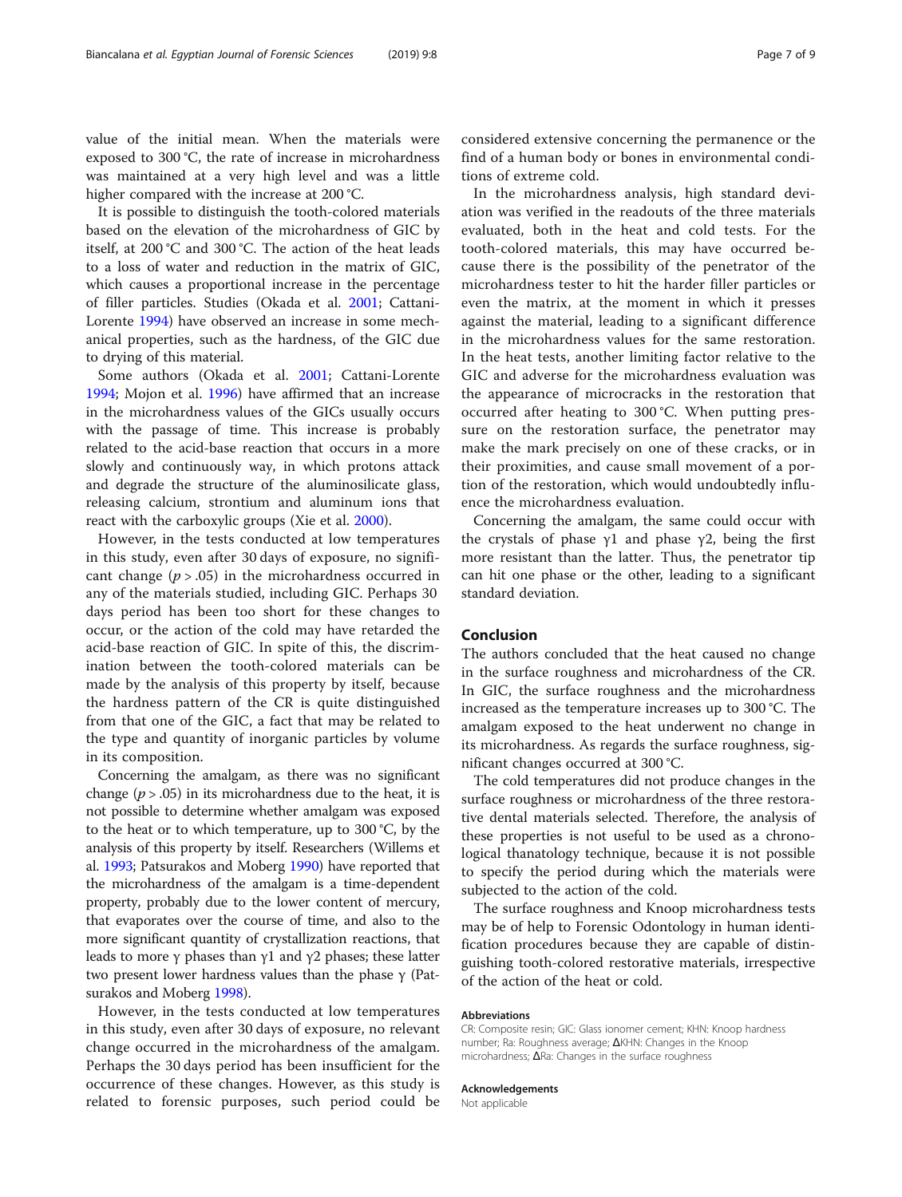value of the initial mean. When the materials were exposed to 300 °C, the rate of increase in microhardness was maintained at a very high level and was a little higher compared with the increase at 200 °C.

It is possible to distinguish the tooth-colored materials based on the elevation of the microhardness of GIC by itself, at 200 °C and 300 °C. The action of the heat leads to a loss of water and reduction in the matrix of GIC, which causes a proportional increase in the percentage of filler particles. Studies (Okada et al. 2001; Cattani-Lorente 1994) have observed an increase in some mechanical properties, such as the hardness, of the GIC due to drying of this material.

Some authors (Okada et al. 2001; Cattani-Lorente 1994; Mojon et al. 1996) have affirmed that an increase in the microhardness values of the GICs usually occurs with the passage of time. This increase is probably related to the acid-base reaction that occurs in a more slowly and continuously way, in which protons attack and degrade the structure of the aluminosilicate glass, releasing calcium, strontium and aluminum ions that react with the carboxylic groups (Xie et al. 2000).

However, in the tests conducted at low temperatures in this study, even after 30 days of exposure, no significant change ($p > .05$) in the microhardness occurred in any of the materials studied, including GIC. Perhaps 30 days period has been too short for these changes to occur, or the action of the cold may have retarded the acid-base reaction of GIC. In spite of this, the discrimination between the tooth-colored materials can be made by the analysis of this property by itself, because the hardness pattern of the CR is quite distinguished from that one of the GIC, a fact that may be related to the type and quantity of inorganic particles by volume in its composition.

Concerning the amalgam, as there was no significant change ($p > .05$) in its microhardness due to the heat, it is not possible to determine whether amalgam was exposed to the heat or to which temperature, up to 300 °C, by the analysis of this property by itself. Researchers (Willems et al. 1993; Patsurakos and Moberg 1990) have reported that the microhardness of the amalgam is a time-dependent property, probably due to the lower content of mercury, that evaporates over the course of time, and also to the more significant quantity of crystallization reactions, that leads to more γ phases than γ1 and γ2 phases; these latter two present lower hardness values than the phase γ (Patsurakos and Moberg 1998).

However, in the tests conducted at low temperatures in this study, even after 30 days of exposure, no relevant change occurred in the microhardness of the amalgam. Perhaps the 30 days period has been insufficient for the occurrence of these changes. However, as this study is related to forensic purposes, such period could be considered extensive concerning the permanence or the find of a human body or bones in environmental conditions of extreme cold.

In the microhardness analysis, high standard deviation was verified in the readouts of the three materials evaluated, both in the heat and cold tests. For the tooth-colored materials, this may have occurred because there is the possibility of the penetrator of the microhardness tester to hit the harder filler particles or even the matrix, at the moment in which it presses against the material, leading to a significant difference in the microhardness values for the same restoration. In the heat tests, another limiting factor relative to the GIC and adverse for the microhardness evaluation was the appearance of microcracks in the restoration that occurred after heating to 300 °C. When putting pressure on the restoration surface, the penetrator may make the mark precisely on one of these cracks, or in their proximities, and cause small movement of a portion of the restoration, which would undoubtedly influence the microhardness evaluation.

Concerning the amalgam, the same could occur with the crystals of phase γ1 and phase γ2, being the first more resistant than the latter. Thus, the penetrator tip can hit one phase or the other, leading to a significant standard deviation.

## Conclusion

The authors concluded that the heat caused no change in the surface roughness and microhardness of the CR. In GIC, the surface roughness and the microhardness increased as the temperature increases up to 300 °C. The amalgam exposed to the heat underwent no change in its microhardness. As regards the surface roughness, significant changes occurred at 300 °C.

The cold temperatures did not produce changes in the surface roughness or microhardness of the three restorative dental materials selected. Therefore, the analysis of these properties is not useful to be used as a chronological thanatology technique, because it is not possible to specify the period during which the materials were subjected to the action of the cold.

The surface roughness and Knoop microhardness tests may be of help to Forensic Odontology in human identification procedures because they are capable of distinguishing tooth-colored restorative materials, irrespective of the action of the heat or cold.

#### Abbreviations

CR: Composite resin; GIC: Glass ionomer cement; KHN: Knoop hardness number; Ra: Roughness average; ΔKHN: Changes in the Knoop microhardness; ΔRa: Changes in the surface roughness

#### Acknowledgements

Not applicable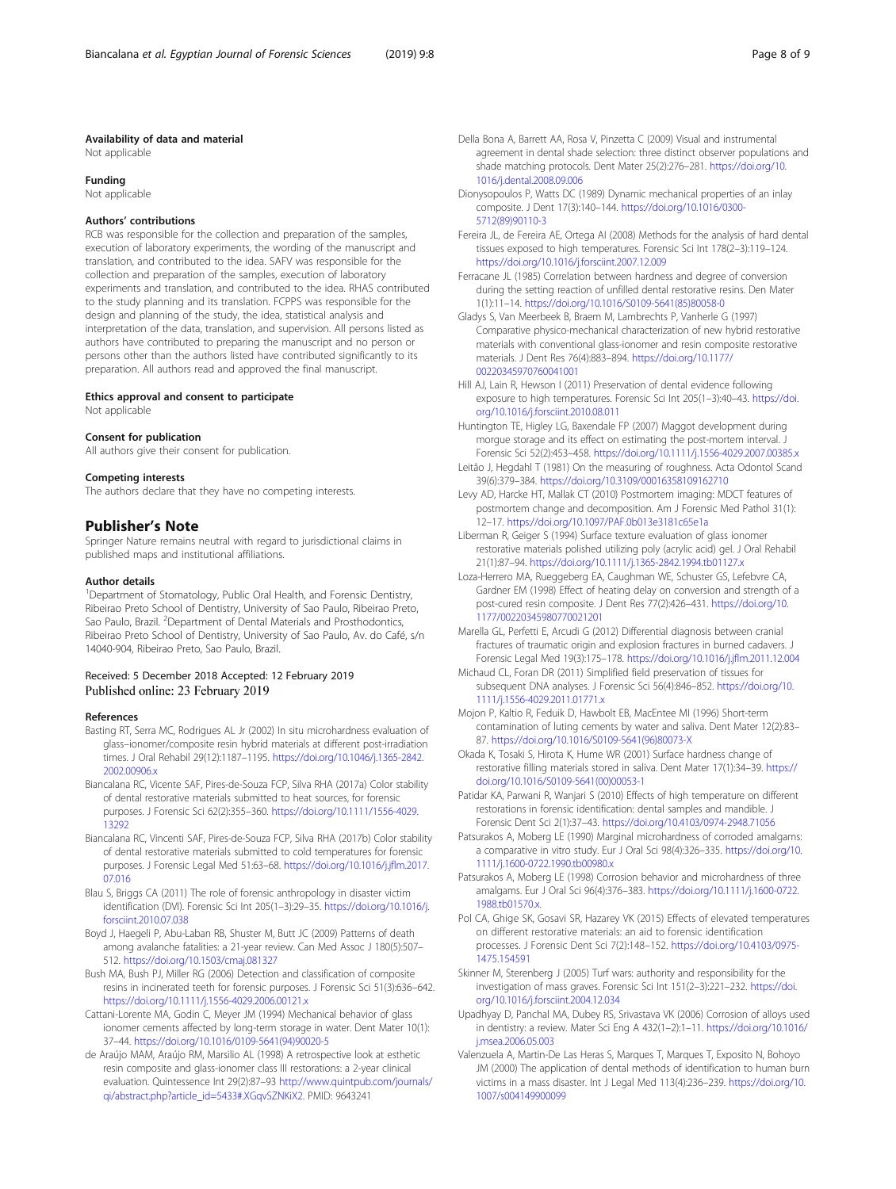### Availability of data and material

Not applicable

### Funding

Not applicable

### Authors' contributions

RCB was responsible for the collection and preparation of the samples, execution of laboratory experiments, the wording of the manuscript and translation, and contributed to the idea. SAFV was responsible for the collection and preparation of the samples, execution of laboratory experiments and translation, and contributed to the idea. RHAS contributed to the study planning and its translation. FCPPS was responsible for the design and planning of the study, the idea, statistical analysis and interpretation of the data, translation, and supervision. All persons listed as authors have contributed to preparing the manuscript and no person or persons other than the authors listed have contributed significantly to its preparation. All authors read and approved the final manuscript.

### Ethics approval and consent to participate

Not applicable

### Consent for publication

All authors give their consent for publication.

### Competing interests

The authors declare that they have no competing interests.

## Publisher's Note

Springer Nature remains neutral with regard to jurisdictional claims in published maps and institutional affiliations.

### Author details

[1]Department of Stomatology, Public Oral Health, and Forensic Dentistry, Ribeirao Preto School of Dentistry, University of Sao Paulo, Ribeirao Preto, Sao Paulo, Brazil. [2]Department of Dental Materials and Prosthodontics, Ribeirao Preto School of Dentistry, University of Sao Paulo, Av. do Café, s/n 14040-904, Ribeirao Preto, Sao Paulo, Brazil.

Received: 5 December 2018 Accepted: 12 February 2019
Published online: 23 February 2019

### References

- Basting RT, Serra MC, Rodrigues AL Jr (2002) In situ microhardness evaluation of glass–ionomer/composite resin hybrid materials at different post-irradiation times. J Oral Rehabil 29(12):1187–1195. https://doi.org/10.1046/j.1365-2842.2002.00906.x
- Biancalana RC, Vicente SAF, Pires-de-Souza FCP, Silva RHA (2017a) Color stability of dental restorative materials submitted to heat sources, for forensic purposes. J Forensic Sci 62(2):355–360. https://doi.org/10.1111/1556-4029.13292
- Biancalana RC, Vincenti SAF, Pires-de-Souza FCP, Silva RHA (2017b) Color stability of dental restorative materials submitted to cold temperatures for forensic purposes. J Forensic Legal Med 51:63–68. https://doi.org/10.1016/j.jflm.2017.07.016
- Blau S, Briggs CA (2011) The role of forensic anthropology in disaster victim identification (DVI). Forensic Sci Int 205(1–3):29–35. https://doi.org/10.1016/j.forsciint.2010.07.038
- Boyd J, Haegeli P, Abu-Laban RB, Shuster M, Butt JC (2009) Patterns of death among avalanche fatalities: a 21-year review. Can Med Assoc J 180(5):507–512. https://doi.org/10.1503/cmaj.081327
- Bush MA, Bush PJ, Miller RG (2006) Detection and classification of composite resins in incinerated teeth for forensic purposes. J Forensic Sci 51(3):636–642. https://doi.org/10.1111/j.1556-4029.2006.00121.x
- Cattani-Lorente MA, Godin C, Meyer JM (1994) Mechanical behavior of glass ionomer cements affected by long-term storage in water. Dent Mater 10(1):37–44. https://doi.org/10.1016/0109-5641(94)90020-5
- de Araújo MAM, Araújo RM, Marsilio AL (1998) A retrospective look at esthetic resin composite and glass-ionomer class III restorations: a 2-year clinical evaluation. Quintessence Int 29(2):87–93 http://www.quintpub.com/journals/qi/abstract.php?article_id=5433#.XGqvSZNKiX2. PMID: 9643241
- Della Bona A, Barrett AA, Rosa V, Pinzetta C (2009) Visual and instrumental agreement in dental shade selection: three distinct observer populations and shade matching protocols. Dent Mater 25(2):276–281. https://doi.org/10.1016/j.dental.2008.09.006
- Dionysopoulos P, Watts DC (1989) Dynamic mechanical properties of an inlay composite. J Dent 17(3):140–144. https://doi.org/10.1016/0300-5712(89)90110-3
- Fereira JL, de Fereira AE, Ortega AI (2008) Methods for the analysis of hard dental tissues exposed to high temperatures. Forensic Sci Int 178(2–3):119–124. https://doi.org/10.1016/j.forsciint.2007.12.009
- Ferracane JL (1985) Correlation between hardness and degree of conversion during the setting reaction of unfilled dental restorative resins. Den Mater 1(1):11–14. https://doi.org/10.1016/S0109-5641(85)80058-0
- Gladys S, Van Meerbeek B, Braem M, Lambrechts P, Vanherle G (1997) Comparative physico-mechanical characterization of new hybrid restorative materials with conventional glass-ionomer and resin composite restorative materials. J Dent Res 76(4):883–894. https://doi.org/10.1177/00220345970760041001
- Hill AJ, Lain R, Hewson I (2011) Preservation of dental evidence following exposure to high temperatures. Forensic Sci Int 205(1–3):40–43. https://doi.org/10.1016/j.forsciint.2010.08.011
- Huntington TE, Higley LG, Baxendale FP (2007) Maggot development during morgue storage and its effect on estimating the post-mortem interval. J Forensic Sci 52(2):453–458. https://doi.org/10.1111/j.1556-4029.2007.00385.x
- Leitão J, Hegdahl T (1981) On the measuring of roughness. Acta Odontol Scand 39(6):379–384. https://doi.org/10.3109/00016358109162710
- Levy AD, Harcke HT, Mallak CT (2010) Postmortem imaging: MDCT features of postmortem change and decomposition. Am J Forensic Med Pathol 31(1):12–17. https://doi.org/10.1097/PAF.0b013e3181c65e1a
- Liberman R, Geiger S (1994) Surface texture evaluation of glass ionomer restorative materials polished utilizing poly (acrylic acid) gel. J Oral Rehabil 21(1):87–94. https://doi.org/10.1111/j.1365-2842.1994.tb01127.x
- Loza-Herrero MA, Rueggeberg EA, Caughman WE, Schuster GS, Lefebvre CA, Gardner EM (1998) Effect of heating delay on conversion and strength of a post-cured resin composite. J Dent Res 77(2):426–431. https://doi.org/10.1177/00220345980770021201
- Marella GL, Perfetti E, Arcudi G (2012) Differential diagnosis between cranial fractures of traumatic origin and explosion fractures in burned cadavers. J Forensic Legal Med 19(3):175–178. https://doi.org/10.1016/j.jflm.2011.12.004
- Michaud CL, Foran DR (2011) Simplified field preservation of tissues for subsequent DNA analyses. J Forensic Sci 56(4):846–852. https://doi.org/10.1111/j.1556-4029.2011.01771.x
- Mojon P, Kaltio R, Feduik D, Hawbolt EB, MacEntee MI (1996) Short-term contamination of luting cements by water and saliva. Dent Mater 12(2):83–87. https://doi.org/10.1016/S0109-5641(96)80073-X
- Okada K, Tosaki S, Hirota K, Hume WR (2001) Surface hardness change of restorative filling materials stored in saliva. Dent Mater 17(1):34–39. https://doi.org/10.1016/S0109-5641(00)00053-1
- Patidar KA, Parwani R, Wanjari S (2010) Effects of high temperature on different restorations in forensic identification: dental samples and mandible. J Forensic Dent Sci 2(1):37–43. https://doi.org/10.4103/0974-2948.71056
- Patsurakos A, Moberg LE (1990) Marginal microhardness of corroded amalgams: a comparative in vitro study. Eur J Oral Sci 98(4):326–335. https://doi.org/10.1111/j.1600-0722.1990.tb00980.x
- Patsurakos A, Moberg LE (1998) Corrosion behavior and microhardness of three amalgams. Eur J Oral Sci 96(4):376–383. https://doi.org/10.1111/j.1600-0722.1988.tb01570.x.
- Pol CA, Ghige SK, Gosavi SR, Hazarey VK (2015) Effects of elevated temperatures on different restorative materials: an aid to forensic identification processes. J Forensic Dent Sci 7(2):148–152. https://doi.org/10.4103/0975-1475.154591
- Skinner M, Sterenberg J (2005) Turf wars: authority and responsibility for the investigation of mass graves. Forensic Sci Int 151(2–3):221–232. https://doi.org/10.1016/j.forsciint.2004.12.034
- Upadhyay D, Panchal MA, Dubey RS, Srivastava VK (2006) Corrosion of alloys used in dentistry: a review. Mater Sci Eng A 432(1–2):1–11. https://doi.org/10.1016/j.msea.2006.05.003
- Valenzuela A, Martin-De Las Heras S, Marques T, Marques T, Exposito N, Bohoyo JM (2000) The application of dental methods of identification to human burn victims in a mass disaster. Int J Legal Med 113(4):236–239. https://doi.org/10.1007/s004149900099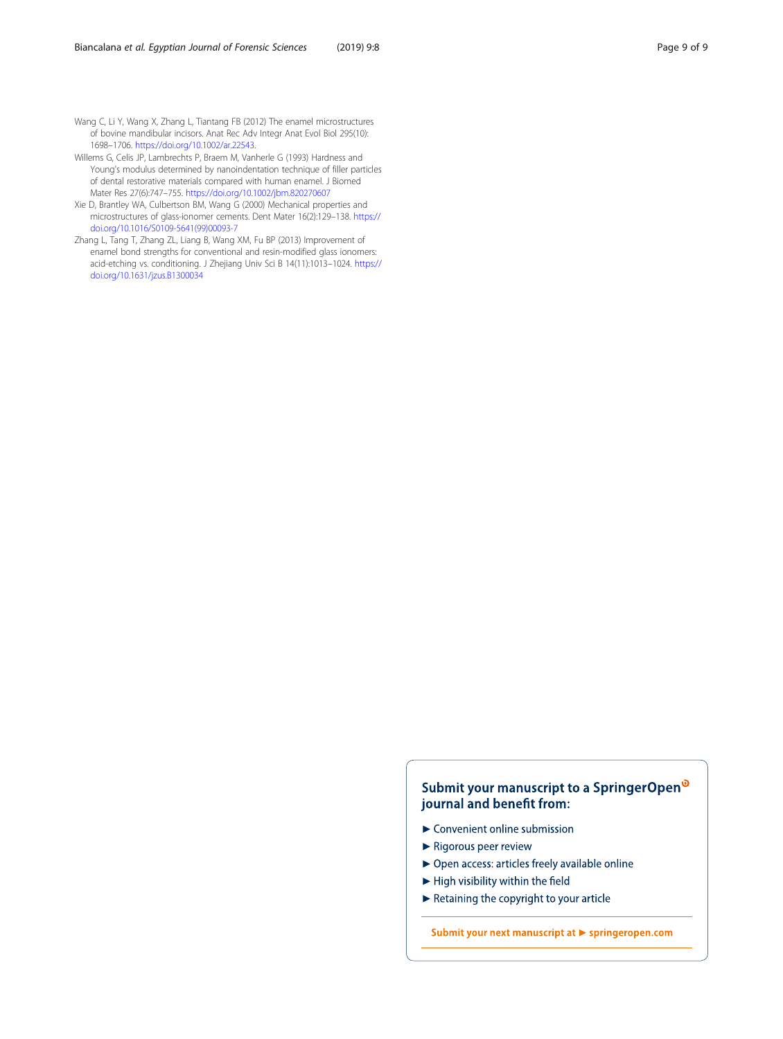Wang C, Li Y, Wang X, Zhang L, Tiantang FB (2012) The enamel microstructures of bovine mandibular incisors. Anat Rec Adv Integr Anat Evol Biol 295(10): 1698–1706. https://doi.org/10.1002/ar.22543.

Willems G, Celis JP, Lambrechts P, Braem M, Vanherle G (1993) Hardness and Young's modulus determined by nanoindentation technique of filler particles of dental restorative materials compared with human enamel. J Biomed Mater Res 27(6):747–755. https://doi.org/10.1002/jbm.820270607

Xie D, Brantley WA, Culbertson BM, Wang G (2000) Mechanical properties and microstructures of glass-ionomer cements. Dent Mater 16(2):129–138. https://doi.org/10.1016/S0109-5641(99)00093-7

Zhang L, Tang T, Zhang ZL, Liang B, Wang XM, Fu BP (2013) Improvement of enamel bond strengths for conventional and resin-modified glass ionomers: acid-etching vs. conditioning. J Zhejiang Univ Sci B 14(11):1013–1024. https://doi.org/10.1631/jzus.B1300034

**Submit your manuscript to a SpringerOpen journal and benefit from:**

- ► Convenient online submission
- ► Rigorous peer review
- ► Open access: articles freely available online
- ► High visibility within the field
- ► Retaining the copyright to your article

**Submit your next manuscript at ► springeropen.com**